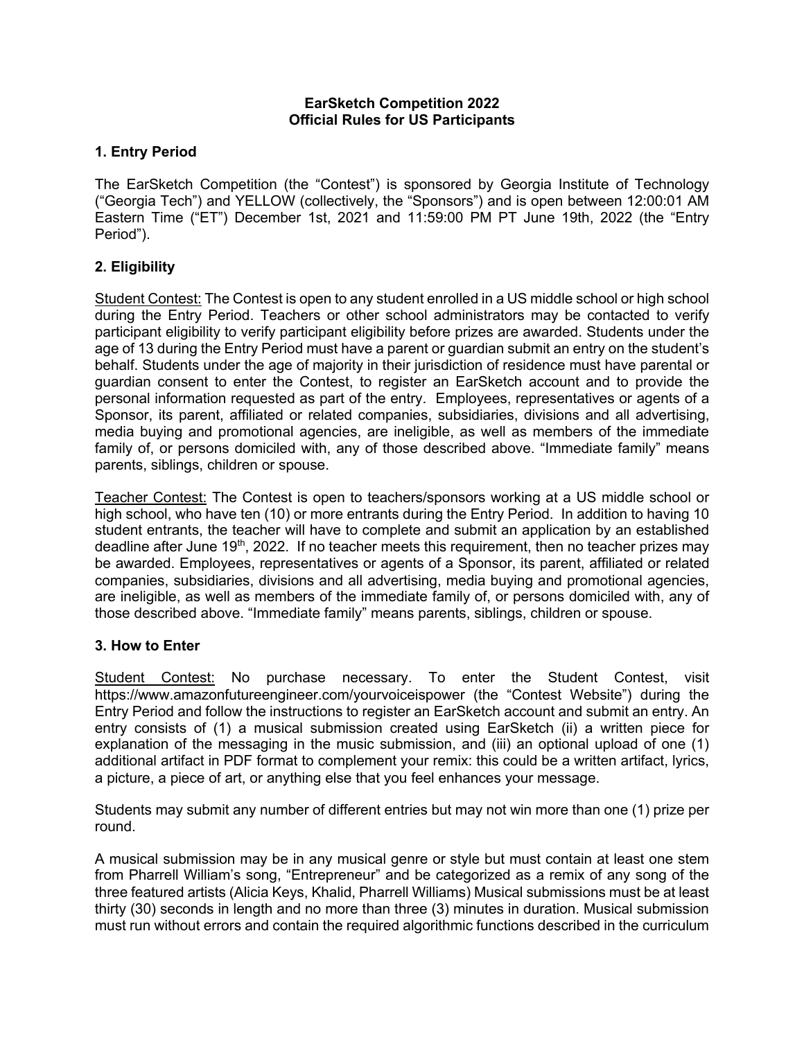# EarSketch Competition 2022
# Official Rules for US Participants

## 1. Entry Period

The EarSketch Competition (the "Contest") is sponsored by Georgia Institute of Technology ("Georgia Tech") and YELLOW (collectively, the "Sponsors") and is open between 12:00:01 AM Eastern Time ("ET") December 1st, 2021 and 11:59:00 PM PT June 19th, 2022 (the "Entry Period").

## 2. Eligibility

Student Contest: The Contest is open to any student enrolled in a US middle school or high school during the Entry Period. Teachers or other school administrators may be contacted to verify participant eligibility to verify participant eligibility before prizes are awarded. Students under the age of 13 during the Entry Period must have a parent or guardian submit an entry on the student's behalf. Students under the age of majority in their jurisdiction of residence must have parental or guardian consent to enter the Contest, to register an EarSketch account and to provide the personal information requested as part of the entry. Employees, representatives or agents of a Sponsor, its parent, affiliated or related companies, subsidiaries, divisions and all advertising, media buying and promotional agencies, are ineligible, as well as members of the immediate family of, or persons domiciled with, any of those described above. "Immediate family" means parents, siblings, children or spouse.

Teacher Contest: The Contest is open to teachers/sponsors working at a US middle school or high school, who have ten (10) or more entrants during the Entry Period. In addition to having 10 student entrants, the teacher will have to complete and submit an application by an established deadline after June 19th, 2022. If no teacher meets this requirement, then no teacher prizes may be awarded. Employees, representatives or agents of a Sponsor, its parent, affiliated or related companies, subsidiaries, divisions and all advertising, media buying and promotional agencies, are ineligible, as well as members of the immediate family of, or persons domiciled with, any of those described above. "Immediate family" means parents, siblings, children or spouse.

## 3. How to Enter

Student Contest: No purchase necessary. To enter the Student Contest, visit https://www.amazonfutureengineer.com/yourvoiceispower (the "Contest Website") during the Entry Period and follow the instructions to register an EarSketch account and submit an entry. An entry consists of (1) a musical submission created using EarSketch (ii) a written piece for explanation of the messaging in the music submission, and (iii) an optional upload of one (1) additional artifact in PDF format to complement your remix: this could be a written artifact, lyrics, a picture, a piece of art, or anything else that you feel enhances your message.

Students may submit any number of different entries but may not win more than one (1) prize per round.

A musical submission may be in any musical genre or style but must contain at least one stem from Pharrell William's song, "Entrepreneur" and be categorized as a remix of any song of the three featured artists (Alicia Keys, Khalid, Pharrell Williams) Musical submissions must be at least thirty (30) seconds in length and no more than three (3) minutes in duration. Musical submission must run without errors and contain the required algorithmic functions described in the curriculum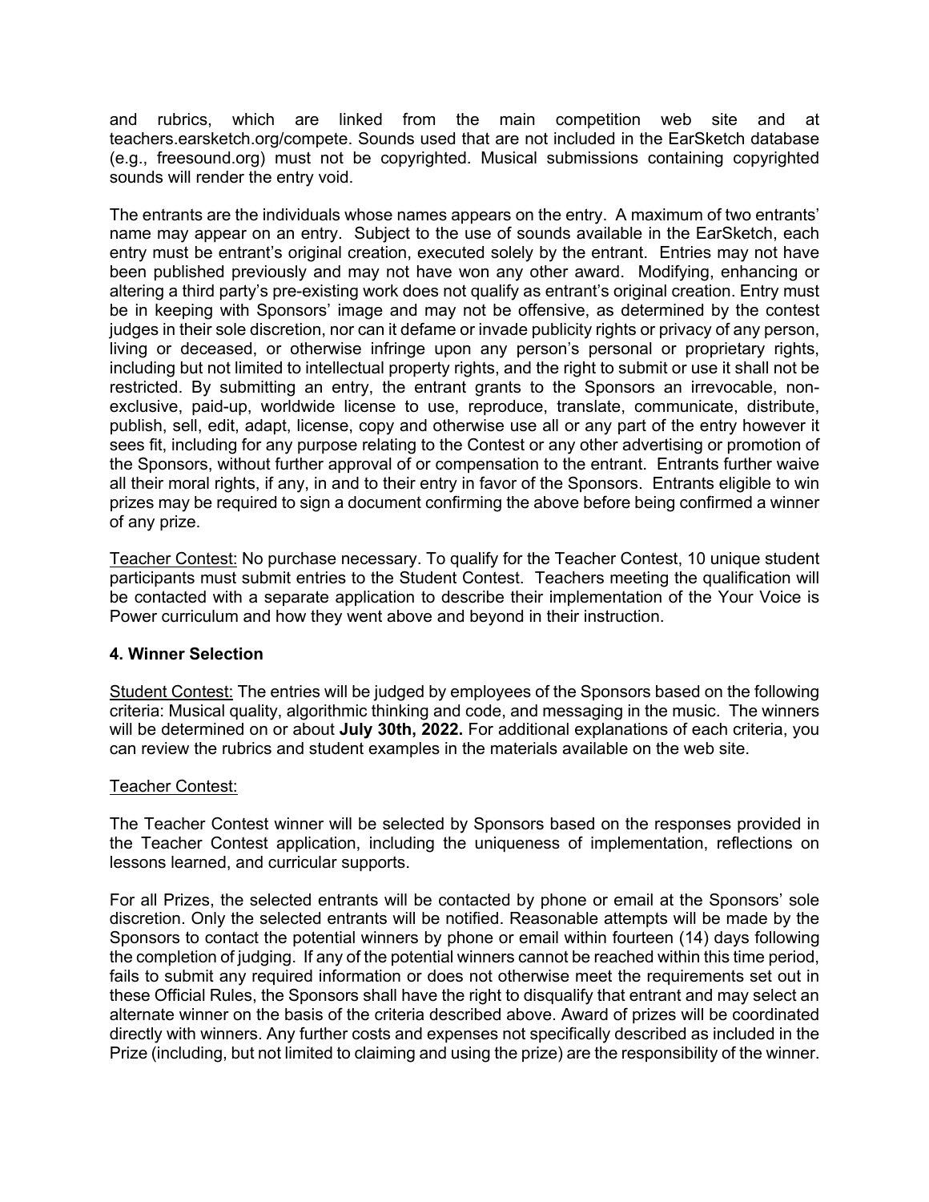and rubrics, which are linked from the main competition web site and at teachers.earsketch.org/compete. Sounds used that are not included in the EarSketch database (e.g., freesound.org) must not be copyrighted. Musical submissions containing copyrighted sounds will render the entry void.

The entrants are the individuals whose names appears on the entry. A maximum of two entrants' name may appear on an entry. Subject to the use of sounds available in the EarSketch, each entry must be entrant's original creation, executed solely by the entrant. Entries may not have been published previously and may not have won any other award. Modifying, enhancing or altering a third party's pre-existing work does not qualify as entrant's original creation. Entry must be in keeping with Sponsors' image and may not be offensive, as determined by the contest judges in their sole discretion, nor can it defame or invade publicity rights or privacy of any person, living or deceased, or otherwise infringe upon any person's personal or proprietary rights, including but not limited to intellectual property rights, and the right to submit or use it shall not be restricted. By submitting an entry, the entrant grants to the Sponsors an irrevocable, non-exclusive, paid-up, worldwide license to use, reproduce, translate, communicate, distribute, publish, sell, edit, adapt, license, copy and otherwise use all or any part of the entry however it sees fit, including for any purpose relating to the Contest or any other advertising or promotion of the Sponsors, without further approval of or compensation to the entrant. Entrants further waive all their moral rights, if any, in and to their entry in favor of the Sponsors. Entrants eligible to win prizes may be required to sign a document confirming the above before being confirmed a winner of any prize.

<u>Teacher Contest:</u> No purchase necessary. To qualify for the Teacher Contest, 10 unique student participants must submit entries to the Student Contest. Teachers meeting the qualification will be contacted with a separate application to describe their implementation of the Your Voice is Power curriculum and how they went above and beyond in their instruction.

## 4. Winner Selection

<u>Student Contest:</u> The entries will be judged by employees of the Sponsors based on the following criteria: Musical quality, algorithmic thinking and code, and messaging in the music. The winners will be determined on or about **July 30th, 2022.** For additional explanations of each criteria, you can review the rubrics and student examples in the materials available on the web site.

<u>Teacher Contest:</u>

The Teacher Contest winner will be selected by Sponsors based on the responses provided in the Teacher Contest application, including the uniqueness of implementation, reflections on lessons learned, and curricular supports.

For all Prizes, the selected entrants will be contacted by phone or email at the Sponsors' sole discretion. Only the selected entrants will be notified. Reasonable attempts will be made by the Sponsors to contact the potential winners by phone or email within fourteen (14) days following the completion of judging. If any of the potential winners cannot be reached within this time period, fails to submit any required information or does not otherwise meet the requirements set out in these Official Rules, the Sponsors shall have the right to disqualify that entrant and may select an alternate winner on the basis of the criteria described above. Award of prizes will be coordinated directly with winners. Any further costs and expenses not specifically described as included in the Prize (including, but not limited to claiming and using the prize) are the responsibility of the winner.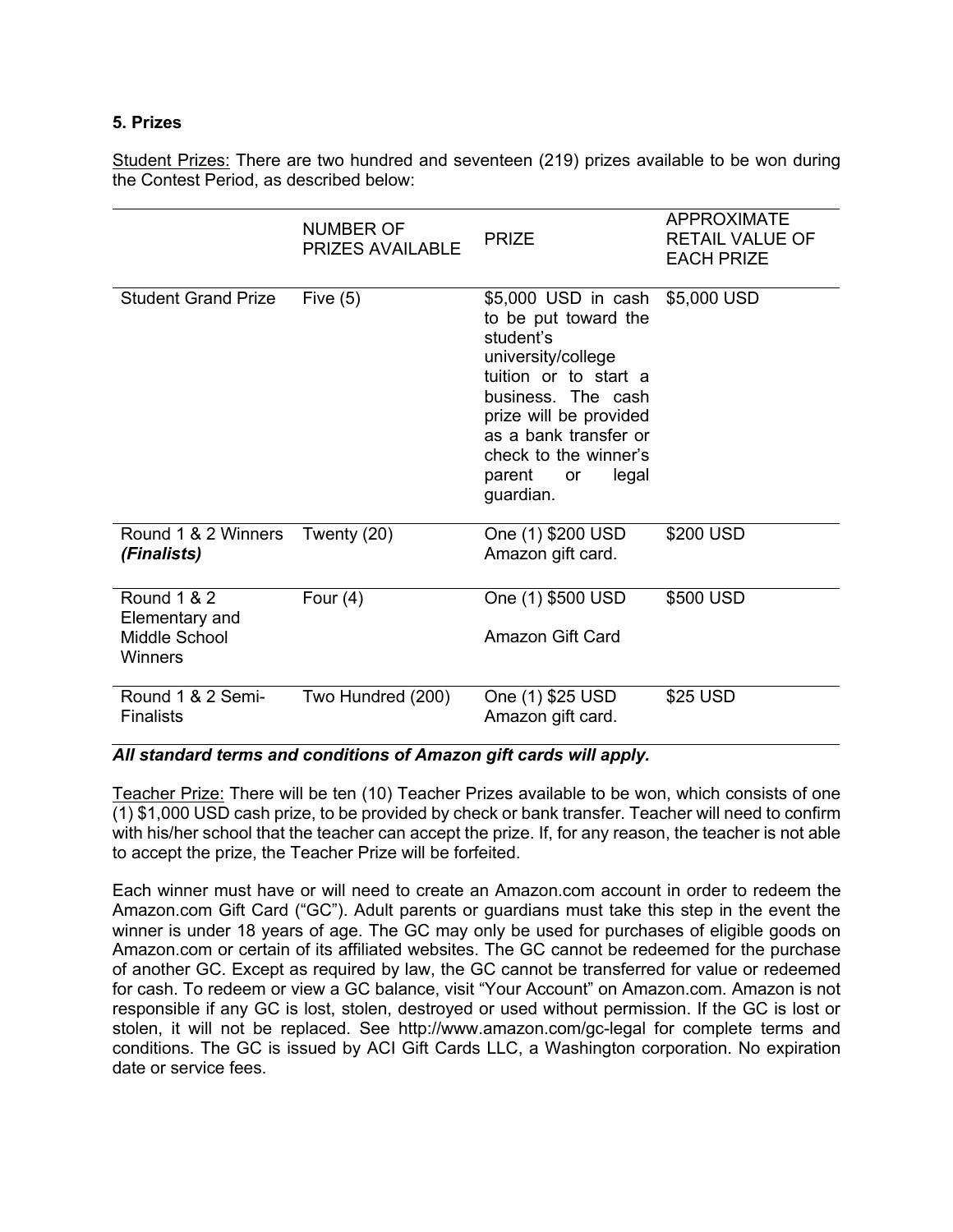**5. Prizes**

Student Prizes: There are two hundred and seventeen (219) prizes available to be won during the Contest Period, as described below:

| | NUMBER OF PRIZES AVAILABLE | PRIZE | APPROXIMATE RETAIL VALUE OF EACH PRIZE |
|---|---|---|---|
| Student Grand Prize | Five (5) | $5,000 USD in cash to be put toward the student's university/college tuition or to start a business. The cash prize will be provided as a bank transfer or check to the winner's parent or legal guardian. | $5,000 USD |
| Round 1 & 2 Winners ***(Finalists)*** | Twenty (20) | One (1) $200 USD Amazon gift card. | $200 USD |
| Round 1 & 2 Elementary and Middle School Winners | Four (4) | One (1) $500 USD Amazon Gift Card | $500 USD |
| Round 1 & 2 Semi-Finalists | Two Hundred (200) | One (1) $25 USD Amazon gift card. | $25 USD |

***All standard terms and conditions of Amazon gift cards will apply.***

Teacher Prize: There will be ten (10) Teacher Prizes available to be won, which consists of one (1) $1,000 USD cash prize, to be provided by check or bank transfer. Teacher will need to confirm with his/her school that the teacher can accept the prize. If, for any reason, the teacher is not able to accept the prize, the Teacher Prize will be forfeited.

Each winner must have or will need to create an Amazon.com account in order to redeem the Amazon.com Gift Card ("GC"). Adult parents or guardians must take this step in the event the winner is under 18 years of age. The GC may only be used for purchases of eligible goods on Amazon.com or certain of its affiliated websites. The GC cannot be redeemed for the purchase of another GC. Except as required by law, the GC cannot be transferred for value or redeemed for cash. To redeem or view a GC balance, visit "Your Account" on Amazon.com. Amazon is not responsible if any GC is lost, stolen, destroyed or used without permission. If the GC is lost or stolen, it will not be replaced. See http://www.amazon.com/gc-legal for complete terms and conditions. The GC is issued by ACI Gift Cards LLC, a Washington corporation. No expiration date or service fees.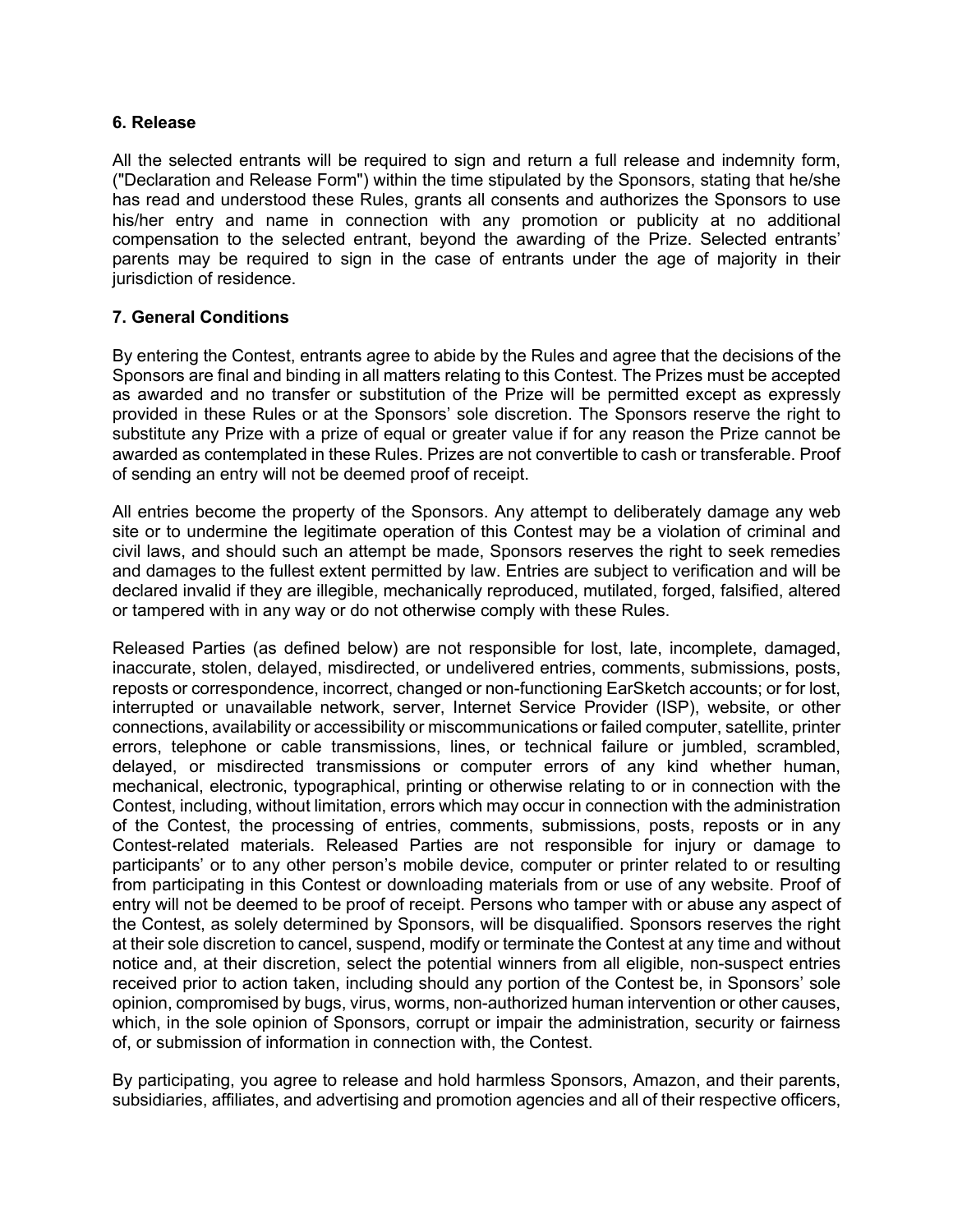**6. Release**

All the selected entrants will be required to sign and return a full release and indemnity form, ("Declaration and Release Form") within the time stipulated by the Sponsors, stating that he/she has read and understood these Rules, grants all consents and authorizes the Sponsors to use his/her entry and name in connection with any promotion or publicity at no additional compensation to the selected entrant, beyond the awarding of the Prize. Selected entrants' parents may be required to sign in the case of entrants under the age of majority in their jurisdiction of residence.

**7. General Conditions**

By entering the Contest, entrants agree to abide by the Rules and agree that the decisions of the Sponsors are final and binding in all matters relating to this Contest. The Prizes must be accepted as awarded and no transfer or substitution of the Prize will be permitted except as expressly provided in these Rules or at the Sponsors' sole discretion. The Sponsors reserve the right to substitute any Prize with a prize of equal or greater value if for any reason the Prize cannot be awarded as contemplated in these Rules. Prizes are not convertible to cash or transferable. Proof of sending an entry will not be deemed proof of receipt.

All entries become the property of the Sponsors. Any attempt to deliberately damage any web site or to undermine the legitimate operation of this Contest may be a violation of criminal and civil laws, and should such an attempt be made, Sponsors reserves the right to seek remedies and damages to the fullest extent permitted by law. Entries are subject to verification and will be declared invalid if they are illegible, mechanically reproduced, mutilated, forged, falsified, altered or tampered with in any way or do not otherwise comply with these Rules.

Released Parties (as defined below) are not responsible for lost, late, incomplete, damaged, inaccurate, stolen, delayed, misdirected, or undelivered entries, comments, submissions, posts, reposts or correspondence, incorrect, changed or non-functioning EarSketch accounts; or for lost, interrupted or unavailable network, server, Internet Service Provider (ISP), website, or other connections, availability or accessibility or miscommunications or failed computer, satellite, printer errors, telephone or cable transmissions, lines, or technical failure or jumbled, scrambled, delayed, or misdirected transmissions or computer errors of any kind whether human, mechanical, electronic, typographical, printing or otherwise relating to or in connection with the Contest, including, without limitation, errors which may occur in connection with the administration of the Contest, the processing of entries, comments, submissions, posts, reposts or in any Contest-related materials. Released Parties are not responsible for injury or damage to participants' or to any other person's mobile device, computer or printer related to or resulting from participating in this Contest or downloading materials from or use of any website. Proof of entry will not be deemed to be proof of receipt. Persons who tamper with or abuse any aspect of the Contest, as solely determined by Sponsors, will be disqualified. Sponsors reserves the right at their sole discretion to cancel, suspend, modify or terminate the Contest at any time and without notice and, at their discretion, select the potential winners from all eligible, non-suspect entries received prior to action taken, including should any portion of the Contest be, in Sponsors' sole opinion, compromised by bugs, virus, worms, non-authorized human intervention or other causes, which, in the sole opinion of Sponsors, corrupt or impair the administration, security or fairness of, or submission of information in connection with, the Contest.

By participating, you agree to release and hold harmless Sponsors, Amazon, and their parents, subsidiaries, affiliates, and advertising and promotion agencies and all of their respective officers,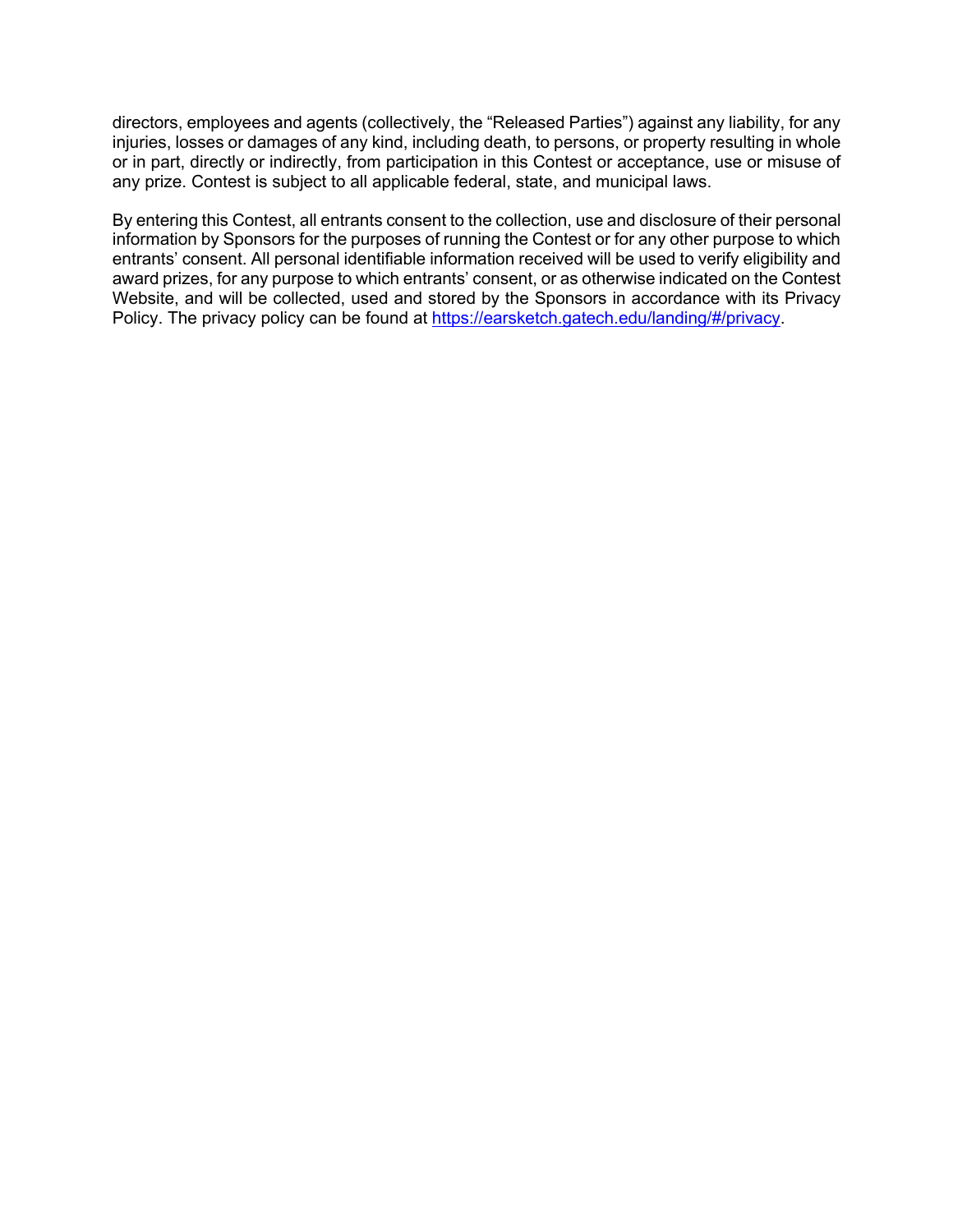directors, employees and agents (collectively, the "Released Parties") against any liability, for any injuries, losses or damages of any kind, including death, to persons, or property resulting in whole or in part, directly or indirectly, from participation in this Contest or acceptance, use or misuse of any prize. Contest is subject to all applicable federal, state, and municipal laws.

By entering this Contest, all entrants consent to the collection, use and disclosure of their personal information by Sponsors for the purposes of running the Contest or for any other purpose to which entrants' consent. All personal identifiable information received will be used to verify eligibility and award prizes, for any purpose to which entrants' consent, or as otherwise indicated on the Contest Website, and will be collected, used and stored by the Sponsors in accordance with its Privacy Policy. The privacy policy can be found at https://earsketch.gatech.edu/landing/#/privacy.